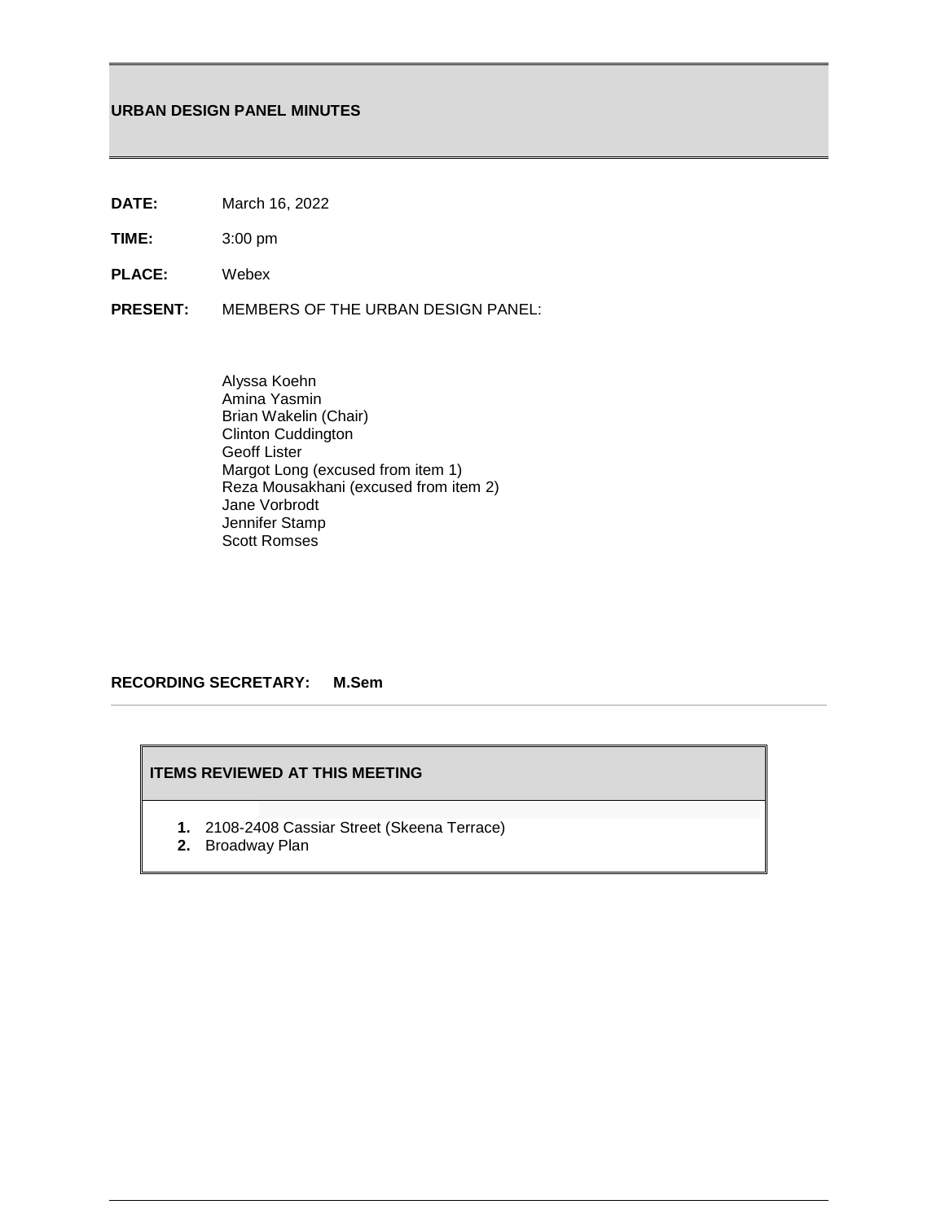# URBAN DESIGN PANEL MINUTES

**DATE:** March 16, 2022

**TIME:** 3:00 pm

**PLACE:** Webex

**PRESENT:** MEMBERS OF THE URBAN DESIGN PANEL:

Alyssa Koehn
Amina Yasmin
Brian Wakelin (Chair)
Clinton Cuddington
Geoff Lister
Margot Long (excused from item 1)
Reza Mousakhani (excused from item 2)
Jane Vorbrodt
Jennifer Stamp
Scott Romses

**RECORDING SECRETARY:** **M.Sem**

## ITEMS REVIEWED AT THIS MEETING

1. 2108-2408 Cassiar Street (Skeena Terrace)
2. Broadway Plan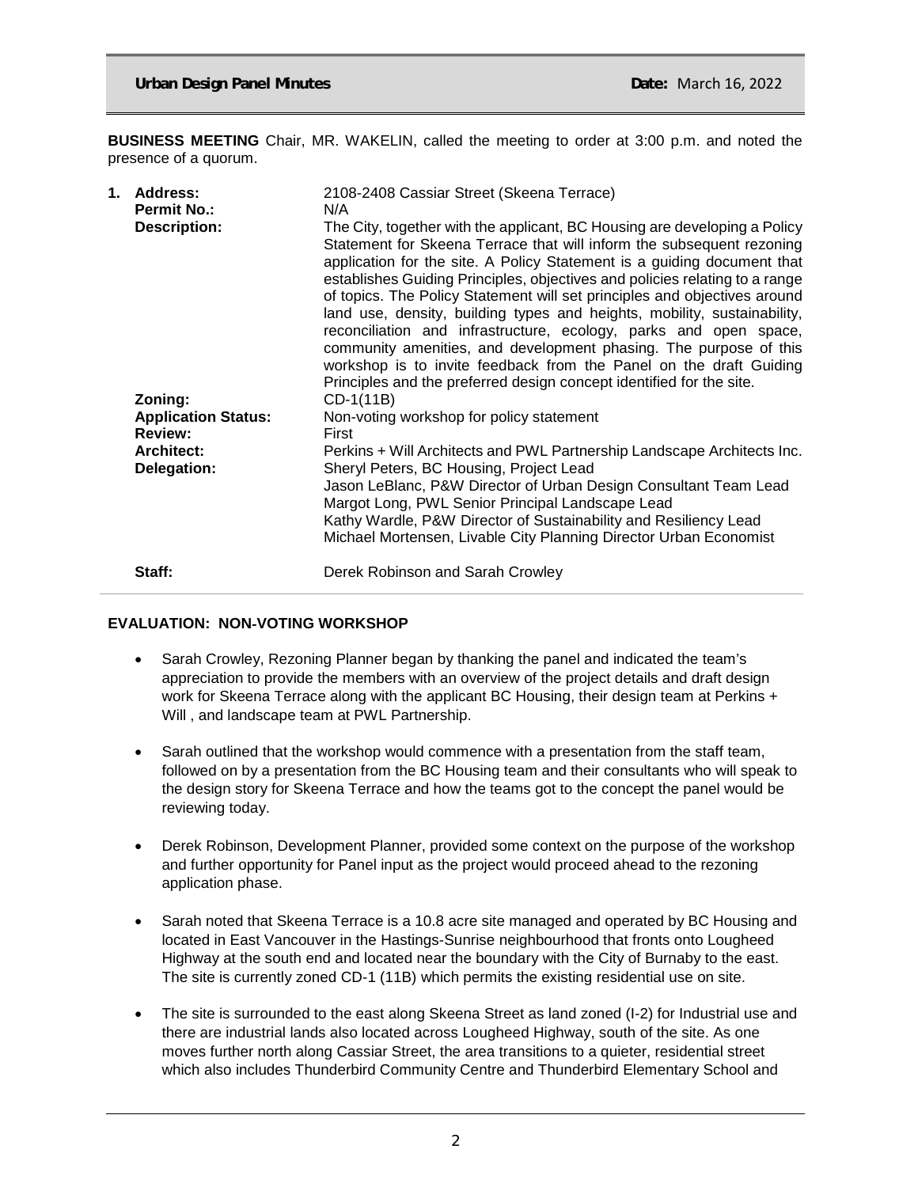**BUSINESS MEETING** Chair, MR. WAKELIN, called the meeting to order at 3:00 p.m. and noted the presence of a quorum.

| | | |
|---|---|---|
| **1.** | **Address:** | 2108-2408 Cassiar Street (Skeena Terrace) |
| | **Permit No.:** | N/A |
| | **Description:** | The City, together with the applicant, BC Housing are developing a Policy Statement for Skeena Terrace that will inform the subsequent rezoning application for the site. A Policy Statement is a guiding document that establishes Guiding Principles, objectives and policies relating to a range of topics. The Policy Statement will set principles and objectives around land use, density, building types and heights, mobility, sustainability, reconciliation and infrastructure, ecology, parks and open space, community amenities, and development phasing. The purpose of this workshop is to invite feedback from the Panel on the draft Guiding Principles and the preferred design concept identified for the site. |
| | **Zoning:** | CD-1(11B) |
| | **Application Status:** | Non-voting workshop for policy statement |
| | **Review:** | First |
| | **Architect:** | Perkins + Will Architects and PWL Partnership Landscape Architects Inc. |
| | **Delegation:** | Sheryl Peters, BC Housing, Project Lead<br>Jason LeBlanc, P&W Director of Urban Design Consultant Team Lead<br>Margot Long, PWL Senior Principal Landscape Lead<br>Kathy Wardle, P&W Director of Sustainability and Resiliency Lead<br>Michael Mortensen, Livable City Planning Director Urban Economist |
| | **Staff:** | Derek Robinson and Sarah Crowley |

**EVALUATION: NON-VOTING WORKSHOP**

- Sarah Crowley, Rezoning Planner began by thanking the panel and indicated the team's appreciation to provide the members with an overview of the project details and draft design work for Skeena Terrace along with the applicant BC Housing, their design team at Perkins + Will , and landscape team at PWL Partnership.

- Sarah outlined that the workshop would commence with a presentation from the staff team, followed on by a presentation from the BC Housing team and their consultants who will speak to the design story for Skeena Terrace and how the teams got to the concept the panel would be reviewing today.

- Derek Robinson, Development Planner, provided some context on the purpose of the workshop and further opportunity for Panel input as the project would proceed ahead to the rezoning application phase.

- Sarah noted that Skeena Terrace is a 10.8 acre site managed and operated by BC Housing and located in East Vancouver in the Hastings-Sunrise neighbourhood that fronts onto Lougheed Highway at the south end and located near the boundary with the City of Burnaby to the east. The site is currently zoned CD-1 (11B) which permits the existing residential use on site.

- The site is surrounded to the east along Skeena Street as land zoned (I-2) for Industrial use and there are industrial lands also located across Lougheed Highway, south of the site. As one moves further north along Cassiar Street, the area transitions to a quieter, residential street which also includes Thunderbird Community Centre and Thunderbird Elementary School and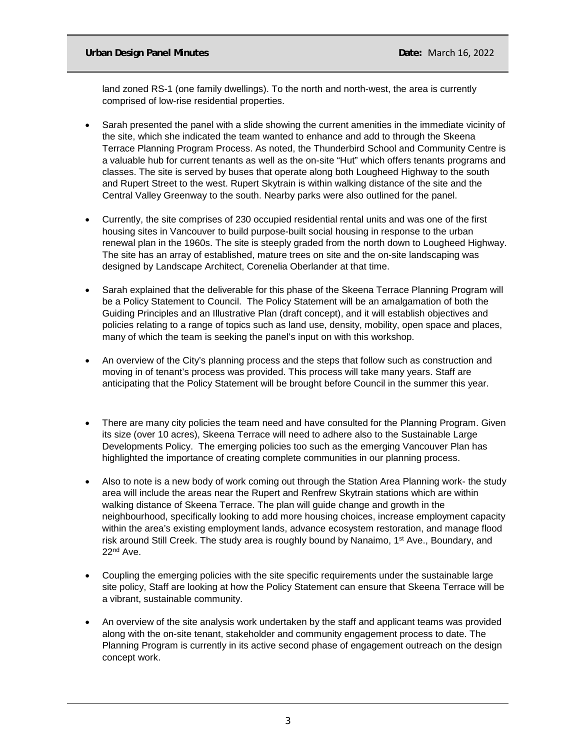land zoned RS-1 (one family dwellings). To the north and north-west, the area is currently comprised of low-rise residential properties.

- Sarah presented the panel with a slide showing the current amenities in the immediate vicinity of the site, which she indicated the team wanted to enhance and add to through the Skeena Terrace Planning Program Process. As noted, the Thunderbird School and Community Centre is a valuable hub for current tenants as well as the on-site "Hut" which offers tenants programs and classes. The site is served by buses that operate along both Lougheed Highway to the south and Rupert Street to the west. Rupert Skytrain is within walking distance of the site and the Central Valley Greenway to the south. Nearby parks were also outlined for the panel.

- Currently, the site comprises of 230 occupied residential rental units and was one of the first housing sites in Vancouver to build purpose-built social housing in response to the urban renewal plan in the 1960s. The site is steeply graded from the north down to Lougheed Highway. The site has an array of established, mature trees on site and the on-site landscaping was designed by Landscape Architect, Corenelia Oberlander at that time.

- Sarah explained that the deliverable for this phase of the Skeena Terrace Planning Program will be a Policy Statement to Council. The Policy Statement will be an amalgamation of both the Guiding Principles and an Illustrative Plan (draft concept), and it will establish objectives and policies relating to a range of topics such as land use, density, mobility, open space and places, many of which the team is seeking the panel's input on with this workshop.

- An overview of the City's planning process and the steps that follow such as construction and moving in of tenant's process was provided. This process will take many years. Staff are anticipating that the Policy Statement will be brought before Council in the summer this year.

- There are many city policies the team need and have consulted for the Planning Program. Given its size (over 10 acres), Skeena Terrace will need to adhere also to the Sustainable Large Developments Policy. The emerging policies too such as the emerging Vancouver Plan has highlighted the importance of creating complete communities in our planning process.

- Also to note is a new body of work coming out through the Station Area Planning work- the study area will include the areas near the Rupert and Renfrew Skytrain stations which are within walking distance of Skeena Terrace. The plan will guide change and growth in the neighbourhood, specifically looking to add more housing choices, increase employment capacity within the area's existing employment lands, advance ecosystem restoration, and manage flood risk around Still Creek. The study area is roughly bound by Nanaimo, 1st Ave., Boundary, and 22nd Ave.

- Coupling the emerging policies with the site specific requirements under the sustainable large site policy, Staff are looking at how the Policy Statement can ensure that Skeena Terrace will be a vibrant, sustainable community.

- An overview of the site analysis work undertaken by the staff and applicant teams was provided along with the on-site tenant, stakeholder and community engagement process to date. The Planning Program is currently in its active second phase of engagement outreach on the design concept work.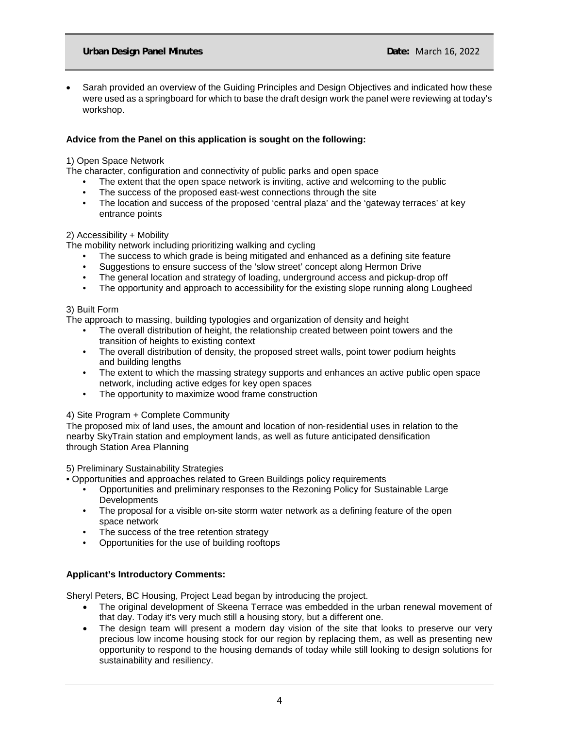- Sarah provided an overview of the Guiding Principles and Design Objectives and indicated how these were used as a springboard for which to base the draft design work the panel were reviewing at today's workshop.

**Advice from the Panel on this application is sought on the following:**

1) Open Space Network

The character, configuration and connectivity of public parks and open space

- The extent that the open space network is inviting, active and welcoming to the public
- The success of the proposed east-west connections through the site
- The location and success of the proposed 'central plaza' and the 'gateway terraces' at key entrance points

2) Accessibility + Mobility

The mobility network including prioritizing walking and cycling

- The success to which grade is being mitigated and enhanced as a defining site feature
- Suggestions to ensure success of the 'slow street' concept along Hermon Drive
- The general location and strategy of loading, underground access and pickup-drop off
- The opportunity and approach to accessibility for the existing slope running along Lougheed

3) Built Form

The approach to massing, building typologies and organization of density and height

- The overall distribution of height, the relationship created between point towers and the transition of heights to existing context
- The overall distribution of density, the proposed street walls, point tower podium heights and building lengths
- The extent to which the massing strategy supports and enhances an active public open space network, including active edges for key open spaces
- The opportunity to maximize wood frame construction

4) Site Program + Complete Community

The proposed mix of land uses, the amount and location of non-residential uses in relation to the nearby SkyTrain station and employment lands, as well as future anticipated densification through Station Area Planning

5) Preliminary Sustainability Strategies

- Opportunities and approaches related to Green Buildings policy requirements
  - Opportunities and preliminary responses to the Rezoning Policy for Sustainable Large Developments
  - The proposal for a visible on-site storm water network as a defining feature of the open space network
  - The success of the tree retention strategy
  - Opportunities for the use of building rooftops

**Applicant's Introductory Comments:**

Sheryl Peters, BC Housing, Project Lead began by introducing the project.

- The original development of Skeena Terrace was embedded in the urban renewal movement of that day. Today it's very much still a housing story, but a different one.
- The design team will present a modern day vision of the site that looks to preserve our very precious low income housing stock for our region by replacing them, as well as presenting new opportunity to respond to the housing demands of today while still looking to design solutions for sustainability and resiliency.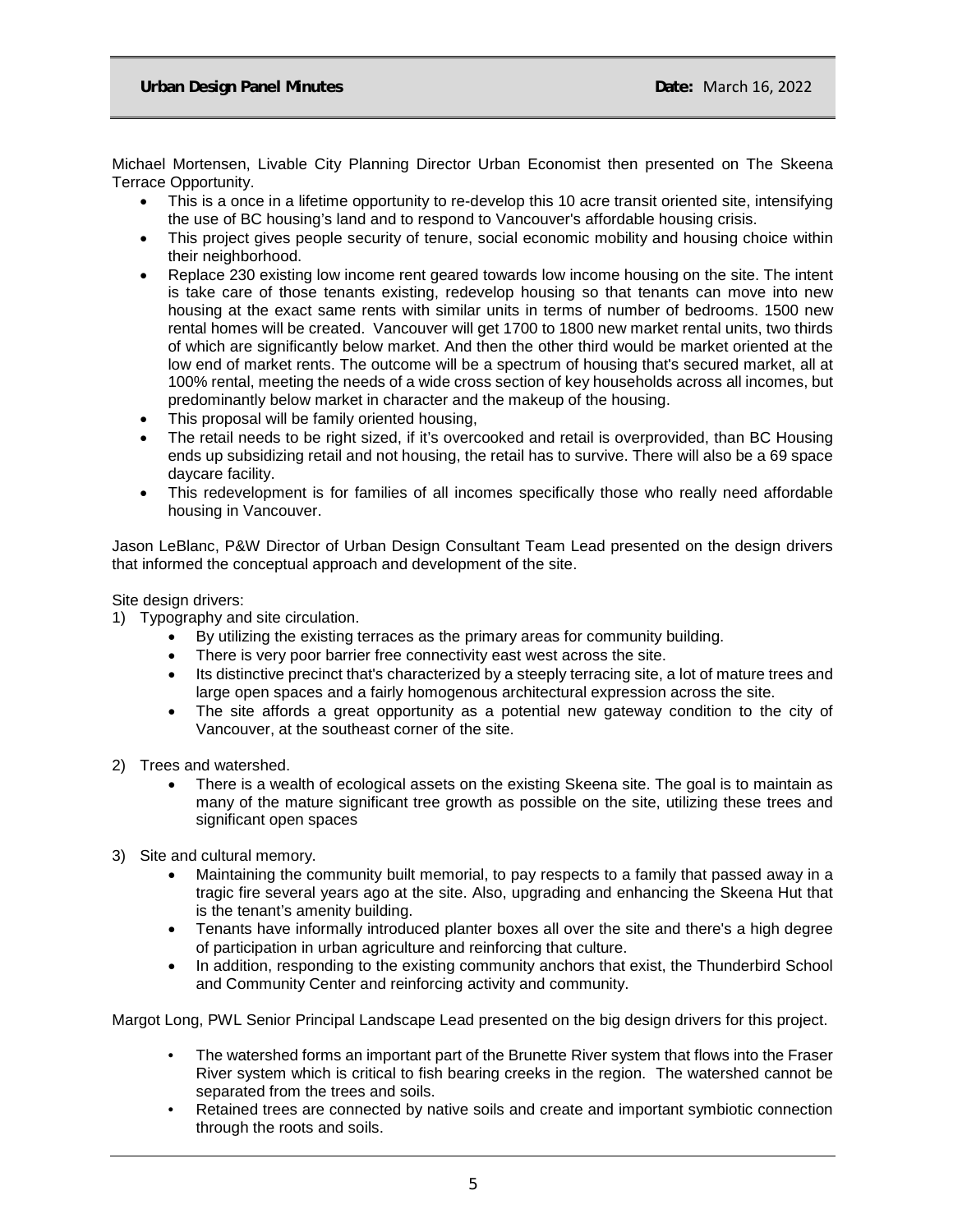Michael Mortensen, Livable City Planning Director Urban Economist then presented on The Skeena Terrace Opportunity.

- This is a once in a lifetime opportunity to re-develop this 10 acre transit oriented site, intensifying the use of BC housing's land and to respond to Vancouver's affordable housing crisis.
- This project gives people security of tenure, social economic mobility and housing choice within their neighborhood.
- Replace 230 existing low income rent geared towards low income housing on the site. The intent is take care of those tenants existing, redevelop housing so that tenants can move into new housing at the exact same rents with similar units in terms of number of bedrooms. 1500 new rental homes will be created. Vancouver will get 1700 to 1800 new market rental units, two thirds of which are significantly below market. And then the other third would be market oriented at the low end of market rents. The outcome will be a spectrum of housing that's secured market, all at 100% rental, meeting the needs of a wide cross section of key households across all incomes, but predominantly below market in character and the makeup of the housing.
- This proposal will be family oriented housing,
- The retail needs to be right sized, if it's overcooked and retail is overprovided, than BC Housing ends up subsidizing retail and not housing, the retail has to survive. There will also be a 69 space daycare facility.
- This redevelopment is for families of all incomes specifically those who really need affordable housing in Vancouver.

Jason LeBlanc, P&W Director of Urban Design Consultant Team Lead presented on the design drivers that informed the conceptual approach and development of the site.

Site design drivers:

1) Typography and site circulation.
    - By utilizing the existing terraces as the primary areas for community building.
    - There is very poor barrier free connectivity east west across the site.
    - Its distinctive precinct that's characterized by a steeply terracing site, a lot of mature trees and large open spaces and a fairly homogenous architectural expression across the site.
    - The site affords a great opportunity as a potential new gateway condition to the city of Vancouver, at the southeast corner of the site.
2) Trees and watershed.
    - There is a wealth of ecological assets on the existing Skeena site. The goal is to maintain as many of the mature significant tree growth as possible on the site, utilizing these trees and significant open spaces
3) Site and cultural memory.
    - Maintaining the community built memorial, to pay respects to a family that passed away in a tragic fire several years ago at the site. Also, upgrading and enhancing the Skeena Hut that is the tenant's amenity building.
    - Tenants have informally introduced planter boxes all over the site and there's a high degree of participation in urban agriculture and reinforcing that culture.
    - In addition, responding to the existing community anchors that exist, the Thunderbird School and Community Center and reinforcing activity and community.

Margot Long, PWL Senior Principal Landscape Lead presented on the big design drivers for this project.

- The watershed forms an important part of the Brunette River system that flows into the Fraser River system which is critical to fish bearing creeks in the region. The watershed cannot be separated from the trees and soils.
- Retained trees are connected by native soils and create and important symbiotic connection through the roots and soils.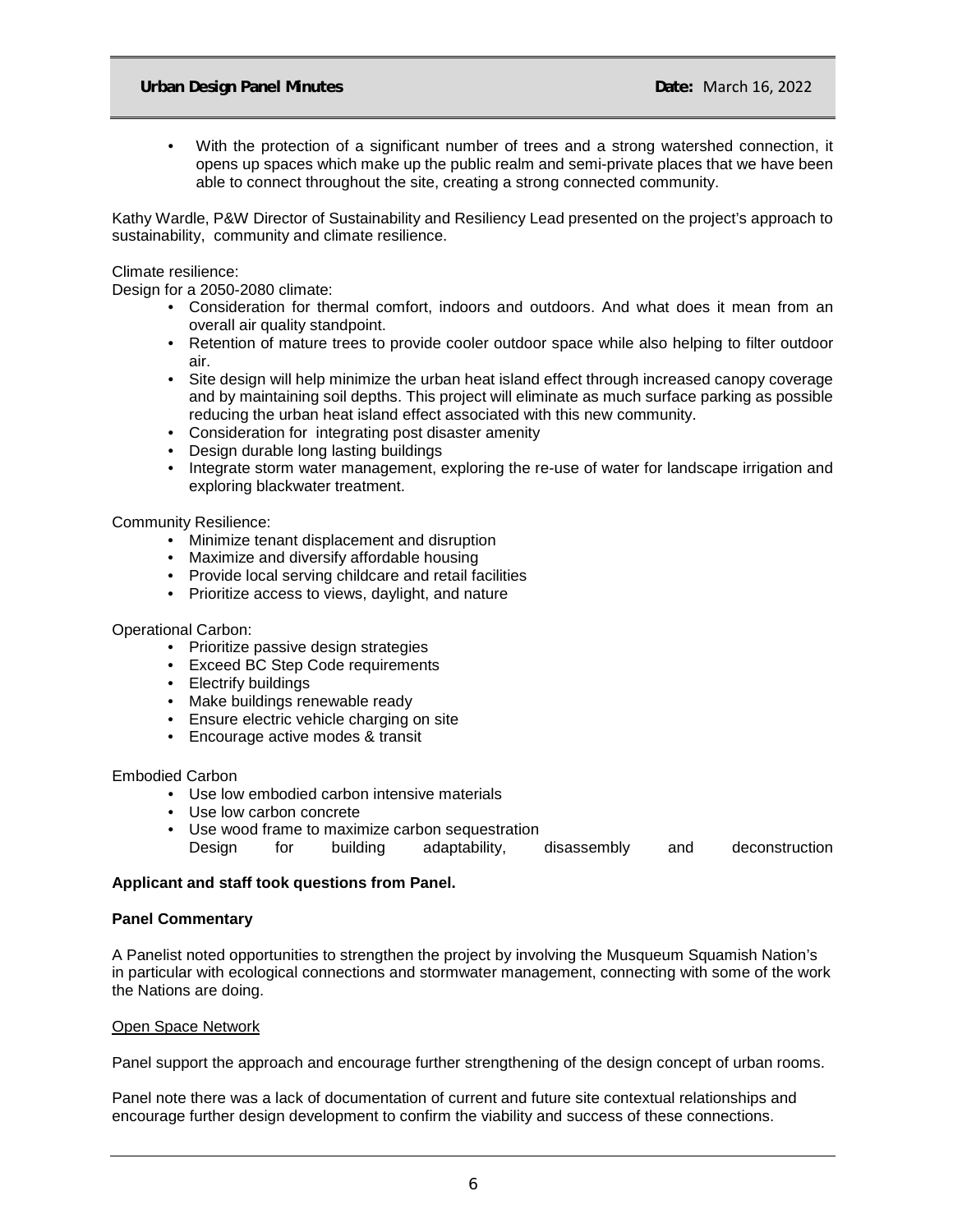- With the protection of a significant number of trees and a strong watershed connection, it opens up spaces which make up the public realm and semi-private places that we have been able to connect throughout the site, creating a strong connected community.

Kathy Wardle, P&W Director of Sustainability and Resiliency Lead presented on the project's approach to sustainability, community and climate resilience.

Climate resilience:
Design for a 2050-2080 climate:

- Consideration for thermal comfort, indoors and outdoors. And what does it mean from an overall air quality standpoint.
- Retention of mature trees to provide cooler outdoor space while also helping to filter outdoor air.
- Site design will help minimize the urban heat island effect through increased canopy coverage and by maintaining soil depths. This project will eliminate as much surface parking as possible reducing the urban heat island effect associated with this new community.
- Consideration for integrating post disaster amenity
- Design durable long lasting buildings
- Integrate storm water management, exploring the re-use of water for landscape irrigation and exploring blackwater treatment.

Community Resilience:

- Minimize tenant displacement and disruption
- Maximize and diversify affordable housing
- Provide local serving childcare and retail facilities
- Prioritize access to views, daylight, and nature

Operational Carbon:

- Prioritize passive design strategies
- Exceed BC Step Code requirements
- Electrify buildings
- Make buildings renewable ready
- Ensure electric vehicle charging on site
- Encourage active modes & transit

Embodied Carbon

- Use low embodied carbon intensive materials
- Use low carbon concrete
- Use wood frame to maximize carbon sequestration
  Design for building adaptability, disassembly and deconstruction

**Applicant and staff took questions from Panel.**

**Panel Commentary**

A Panelist noted opportunities to strengthen the project by involving the Musqueum Squamish Nation's in particular with ecological connections and stormwater management, connecting with some of the work the Nations are doing.

<u>Open Space Network</u>

Panel support the approach and encourage further strengthening of the design concept of urban rooms.

Panel note there was a lack of documentation of current and future site contextual relationships and encourage further design development to confirm the viability and success of these connections.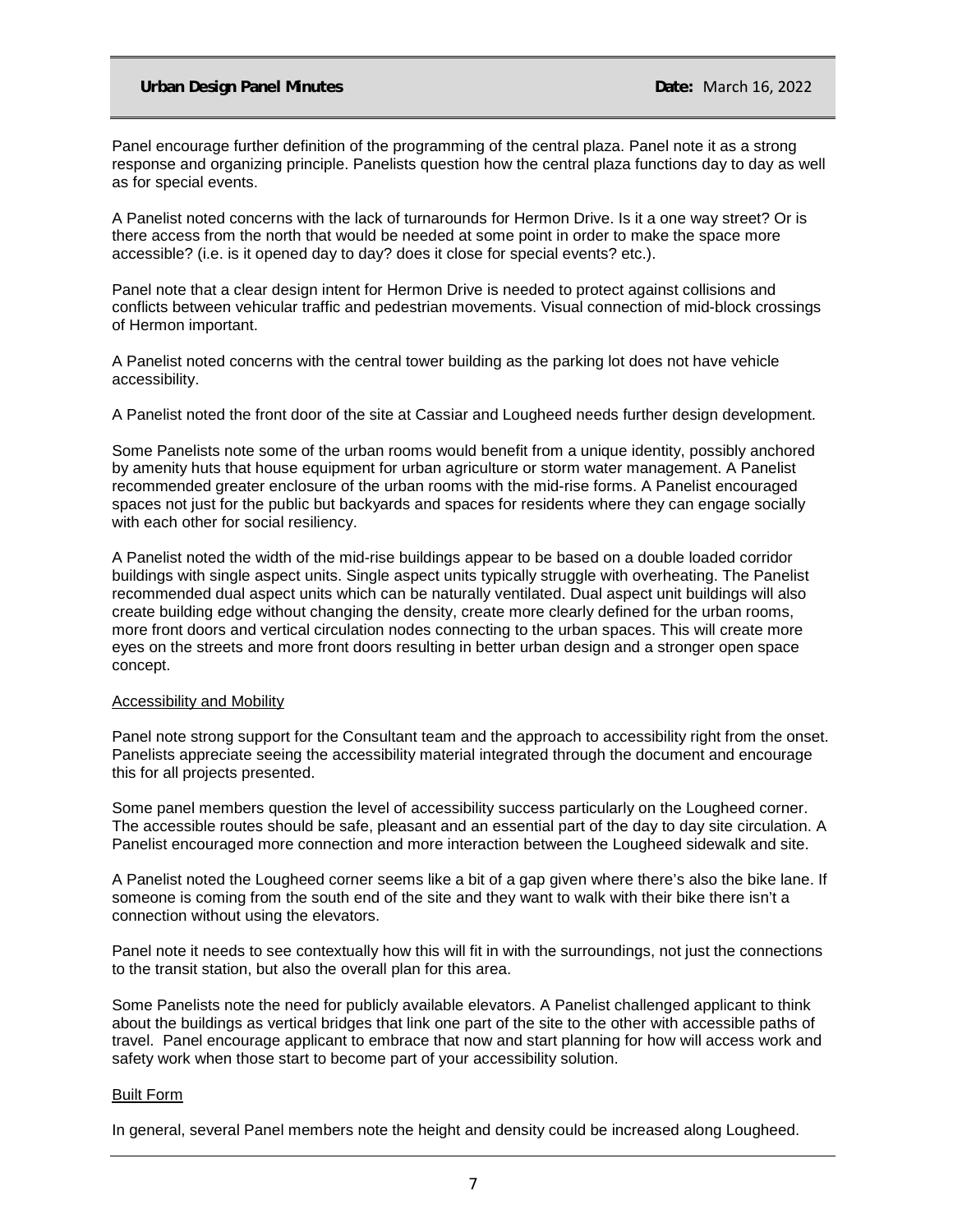Panel encourage further definition of the programming of the central plaza. Panel note it as a strong response and organizing principle. Panelists question how the central plaza functions day to day as well as for special events.

A Panelist noted concerns with the lack of turnarounds for Hermon Drive. Is it a one way street? Or is there access from the north that would be needed at some point in order to make the space more accessible? (i.e. is it opened day to day? does it close for special events? etc.).

Panel note that a clear design intent for Hermon Drive is needed to protect against collisions and conflicts between vehicular traffic and pedestrian movements. Visual connection of mid-block crossings of Hermon important.

A Panelist noted concerns with the central tower building as the parking lot does not have vehicle accessibility.

A Panelist noted the front door of the site at Cassiar and Lougheed needs further design development.

Some Panelists note some of the urban rooms would benefit from a unique identity, possibly anchored by amenity huts that house equipment for urban agriculture or storm water management. A Panelist recommended greater enclosure of the urban rooms with the mid-rise forms. A Panelist encouraged spaces not just for the public but backyards and spaces for residents where they can engage socially with each other for social resiliency.

A Panelist noted the width of the mid-rise buildings appear to be based on a double loaded corridor buildings with single aspect units. Single aspect units typically struggle with overheating. The Panelist recommended dual aspect units which can be naturally ventilated. Dual aspect unit buildings will also create building edge without changing the density, create more clearly defined for the urban rooms, more front doors and vertical circulation nodes connecting to the urban spaces. This will create more eyes on the streets and more front doors resulting in better urban design and a stronger open space concept.

<u>Accessibility and Mobility</u>

Panel note strong support for the Consultant team and the approach to accessibility right from the onset. Panelists appreciate seeing the accessibility material integrated through the document and encourage this for all projects presented.

Some panel members question the level of accessibility success particularly on the Lougheed corner. The accessible routes should be safe, pleasant and an essential part of the day to day site circulation. A Panelist encouraged more connection and more interaction between the Lougheed sidewalk and site.

A Panelist noted the Lougheed corner seems like a bit of a gap given where there's also the bike lane. If someone is coming from the south end of the site and they want to walk with their bike there isn't a connection without using the elevators.

Panel note it needs to see contextually how this will fit in with the surroundings, not just the connections to the transit station, but also the overall plan for this area.

Some Panelists note the need for publicly available elevators. A Panelist challenged applicant to think about the buildings as vertical bridges that link one part of the site to the other with accessible paths of travel. Panel encourage applicant to embrace that now and start planning for how will access work and safety work when those start to become part of your accessibility solution.

<u>Built Form</u>

In general, several Panel members note the height and density could be increased along Lougheed.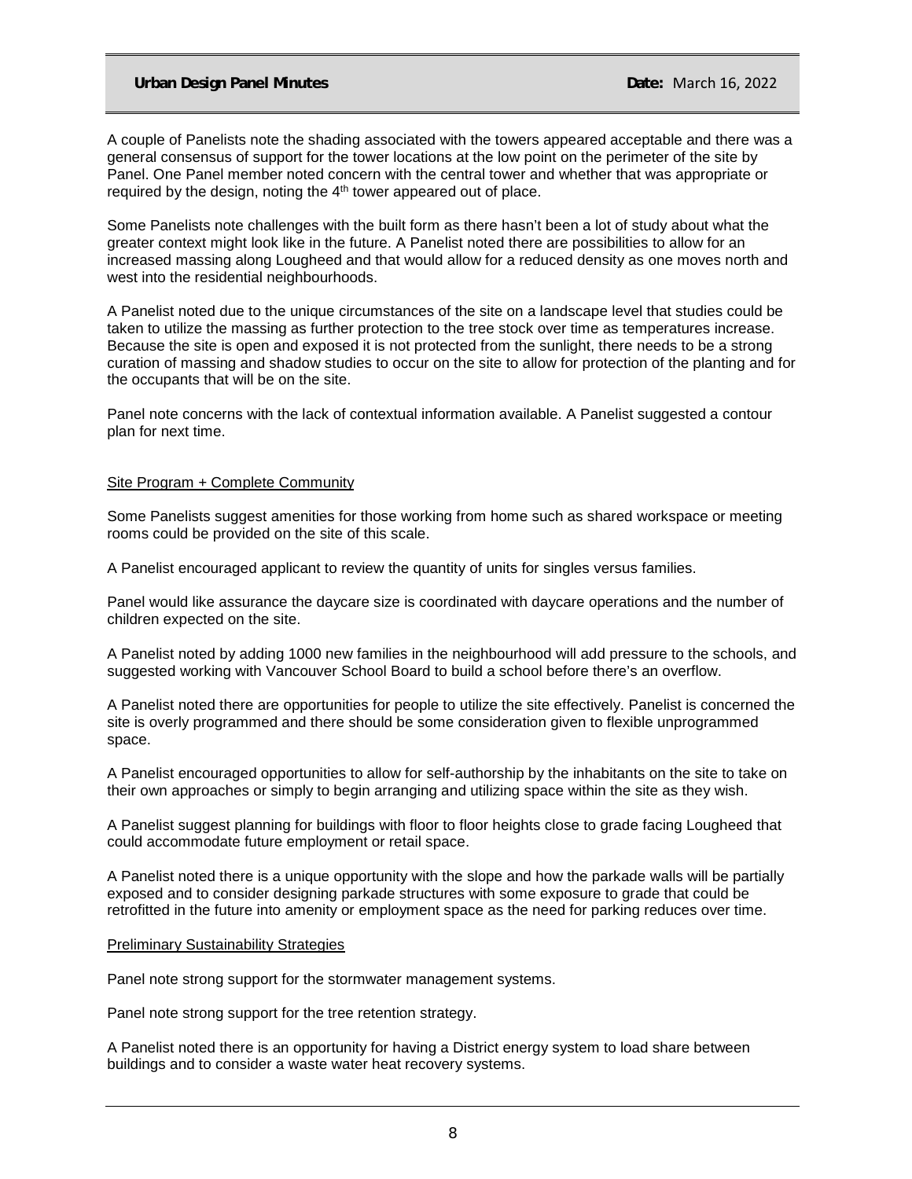A couple of Panelists note the shading associated with the towers appeared acceptable and there was a general consensus of support for the tower locations at the low point on the perimeter of the site by Panel. One Panel member noted concern with the central tower and whether that was appropriate or required by the design, noting the 4th tower appeared out of place.

Some Panelists note challenges with the built form as there hasn't been a lot of study about what the greater context might look like in the future. A Panelist noted there are possibilities to allow for an increased massing along Lougheed and that would allow for a reduced density as one moves north and west into the residential neighbourhoods.

A Panelist noted due to the unique circumstances of the site on a landscape level that studies could be taken to utilize the massing as further protection to the tree stock over time as temperatures increase. Because the site is open and exposed it is not protected from the sunlight, there needs to be a strong curation of massing and shadow studies to occur on the site to allow for protection of the planting and for the occupants that will be on the site.

Panel note concerns with the lack of contextual information available. A Panelist suggested a contour plan for next time.

<u>Site Program + Complete Community</u>

Some Panelists suggest amenities for those working from home such as shared workspace or meeting rooms could be provided on the site of this scale.

A Panelist encouraged applicant to review the quantity of units for singles versus families.

Panel would like assurance the daycare size is coordinated with daycare operations and the number of children expected on the site.

A Panelist noted by adding 1000 new families in the neighbourhood will add pressure to the schools, and suggested working with Vancouver School Board to build a school before there's an overflow.

A Panelist noted there are opportunities for people to utilize the site effectively. Panelist is concerned the site is overly programmed and there should be some consideration given to flexible unprogrammed space.

A Panelist encouraged opportunities to allow for self-authorship by the inhabitants on the site to take on their own approaches or simply to begin arranging and utilizing space within the site as they wish.

A Panelist suggest planning for buildings with floor to floor heights close to grade facing Lougheed that could accommodate future employment or retail space.

A Panelist noted there is a unique opportunity with the slope and how the parkade walls will be partially exposed and to consider designing parkade structures with some exposure to grade that could be retrofitted in the future into amenity or employment space as the need for parking reduces over time.

<u>Preliminary Sustainability Strategies</u>

Panel note strong support for the stormwater management systems.

Panel note strong support for the tree retention strategy.

A Panelist noted there is an opportunity for having a District energy system to load share between buildings and to consider a waste water heat recovery systems.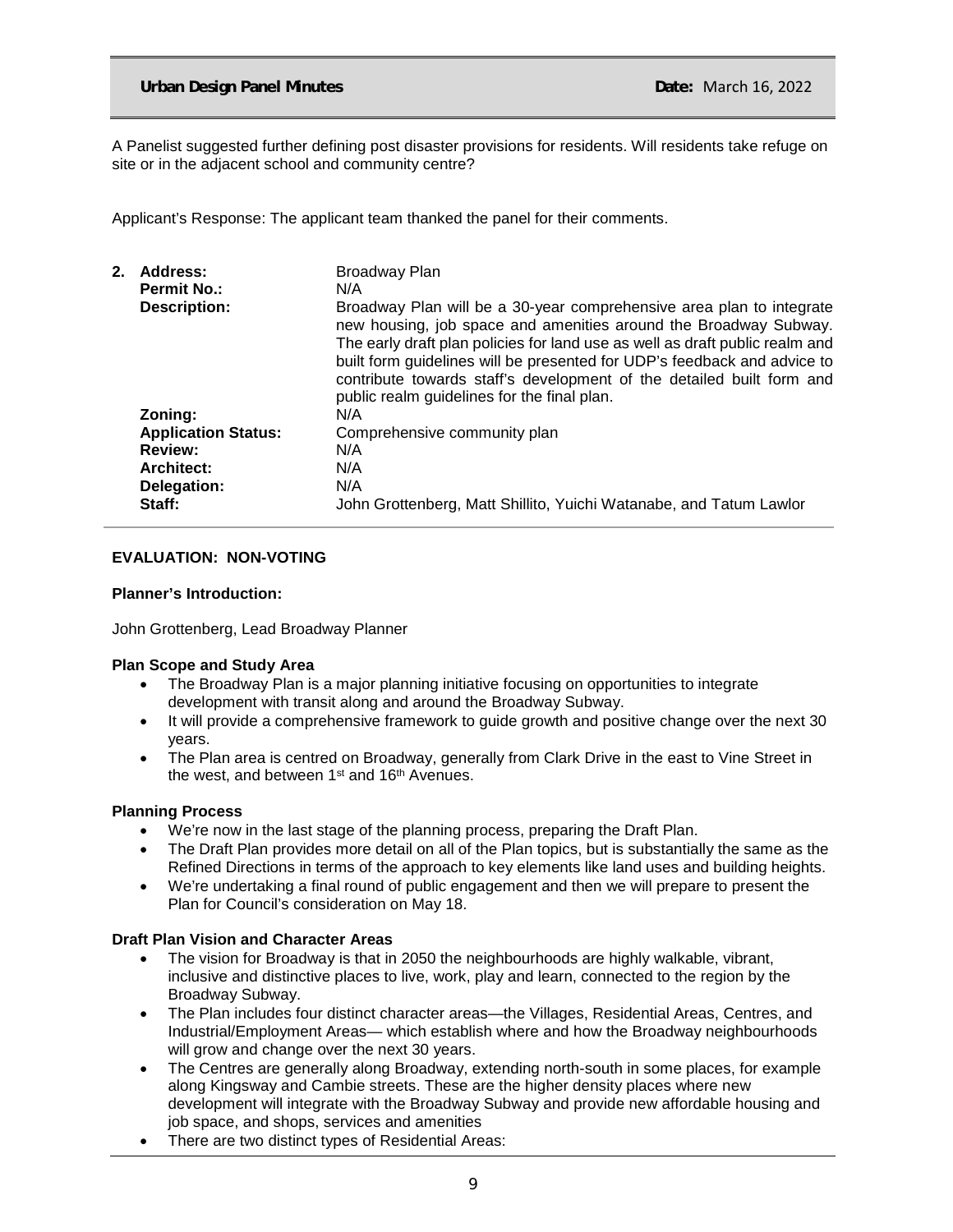A Panelist suggested further defining post disaster provisions for residents. Will residents take refuge on site or in the adjacent school and community centre?

Applicant's Response: The applicant team thanked the panel for their comments.

| **2. Address:** | Broadway Plan |
|---|---|
| **Permit No.:** | N/A |
| **Description:** | Broadway Plan will be a 30-year comprehensive area plan to integrate new housing, job space and amenities around the Broadway Subway. The early draft plan policies for land use as well as draft public realm and built form guidelines will be presented for UDP's feedback and advice to contribute towards staff's development of the detailed built form and public realm guidelines for the final plan. |
| **Zoning:** | N/A |
| **Application Status:** | Comprehensive community plan |
| **Review:** | N/A |
| **Architect:** | N/A |
| **Delegation:** | N/A |
| **Staff:** | John Grottenberg, Matt Shillito, Yuichi Watanabe, and Tatum Lawlor |

**EVALUATION: NON-VOTING**

**Planner's Introduction:**

John Grottenberg, Lead Broadway Planner

**Plan Scope and Study Area**

- The Broadway Plan is a major planning initiative focusing on opportunities to integrate development with transit along and around the Broadway Subway.
- It will provide a comprehensive framework to guide growth and positive change over the next 30 years.
- The Plan area is centred on Broadway, generally from Clark Drive in the east to Vine Street in the west, and between 1st and 16th Avenues.

**Planning Process**

- We're now in the last stage of the planning process, preparing the Draft Plan.
- The Draft Plan provides more detail on all of the Plan topics, but is substantially the same as the Refined Directions in terms of the approach to key elements like land uses and building heights.
- We're undertaking a final round of public engagement and then we will prepare to present the Plan for Council's consideration on May 18.

**Draft Plan Vision and Character Areas**

- The vision for Broadway is that in 2050 the neighbourhoods are highly walkable, vibrant, inclusive and distinctive places to live, work, play and learn, connected to the region by the Broadway Subway.
- The Plan includes four distinct character areas—the Villages, Residential Areas, Centres, and Industrial/Employment Areas— which establish where and how the Broadway neighbourhoods will grow and change over the next 30 years.
- The Centres are generally along Broadway, extending north-south in some places, for example along Kingsway and Cambie streets. These are the higher density places where new development will integrate with the Broadway Subway and provide new affordable housing and job space, and shops, services and amenities
- There are two distinct types of Residential Areas: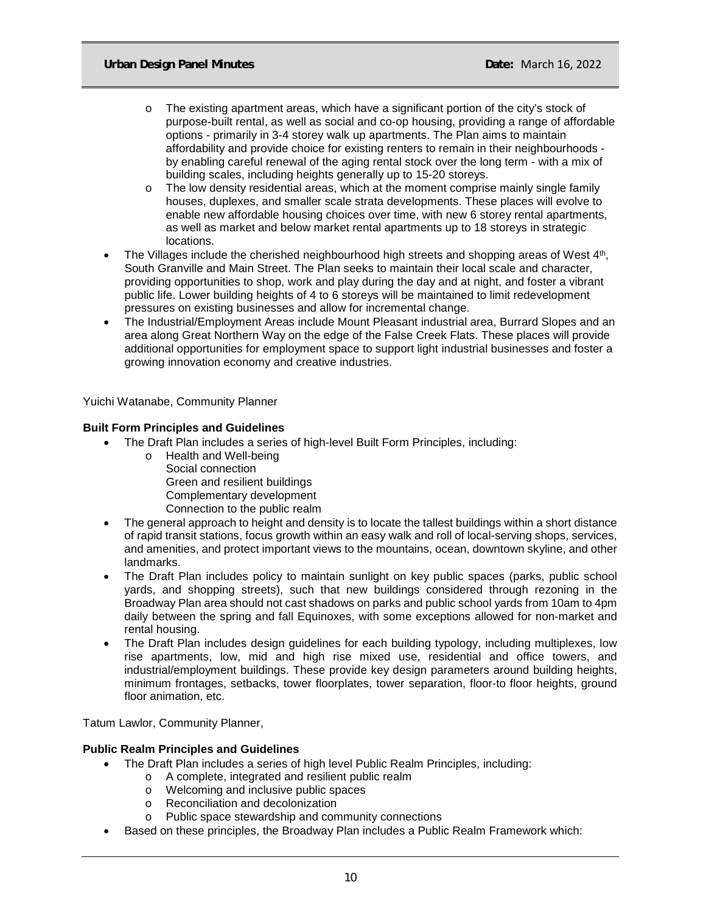- The existing apartment areas, which have a significant portion of the city's stock of purpose-built rental, as well as social and co-op housing, providing a range of affordable options - primarily in 3-4 storey walk up apartments. The Plan aims to maintain affordability and provide choice for existing renters to remain in their neighbourhoods - by enabling careful renewal of the aging rental stock over the long term - with a mix of building scales, including heights generally up to 15-20 storeys.
   - The low density residential areas, which at the moment comprise mainly single family houses, duplexes, and smaller scale strata developments. These places will evolve to enable new affordable housing choices over time, with new 6 storey rental apartments, as well as market and below market rental apartments up to 18 storeys in strategic locations.
- The Villages include the cherished neighbourhood high streets and shopping areas of West 4th, South Granville and Main Street. The Plan seeks to maintain their local scale and character, providing opportunities to shop, work and play during the day and at night, and foster a vibrant public life. Lower building heights of 4 to 6 storeys will be maintained to limit redevelopment pressures on existing businesses and allow for incremental change.
- The Industrial/Employment Areas include Mount Pleasant industrial area, Burrard Slopes and an area along Great Northern Way on the edge of the False Creek Flats. These places will provide additional opportunities for employment space to support light industrial businesses and foster a growing innovation economy and creative industries.

Yuichi Watanabe, Community Planner

**Built Form Principles and Guidelines**

- The Draft Plan includes a series of high-level Built Form Principles, including:
   - Health and Well-being
     Social connection
     Green and resilient buildings
     Complementary development
     Connection to the public realm
- The general approach to height and density is to locate the tallest buildings within a short distance of rapid transit stations, focus growth within an easy walk and roll of local-serving shops, services, and amenities, and protect important views to the mountains, ocean, downtown skyline, and other landmarks.
- The Draft Plan includes policy to maintain sunlight on key public spaces (parks, public school yards, and shopping streets), such that new buildings considered through rezoning in the Broadway Plan area should not cast shadows on parks and public school yards from 10am to 4pm daily between the spring and fall Equinoxes, with some exceptions allowed for non-market and rental housing.
- The Draft Plan includes design guidelines for each building typology, including multiplexes, low rise apartments, low, mid and high rise mixed use, residential and office towers, and industrial/employment buildings. These provide key design parameters around building heights, minimum frontages, setbacks, tower floorplates, tower separation, floor-to floor heights, ground floor animation, etc.

Tatum Lawlor, Community Planner,

**Public Realm Principles and Guidelines**

- The Draft Plan includes a series of high level Public Realm Principles, including:
   - A complete, integrated and resilient public realm
   - Welcoming and inclusive public spaces
   - Reconciliation and decolonization
   - Public space stewardship and community connections
- Based on these principles, the Broadway Plan includes a Public Realm Framework which: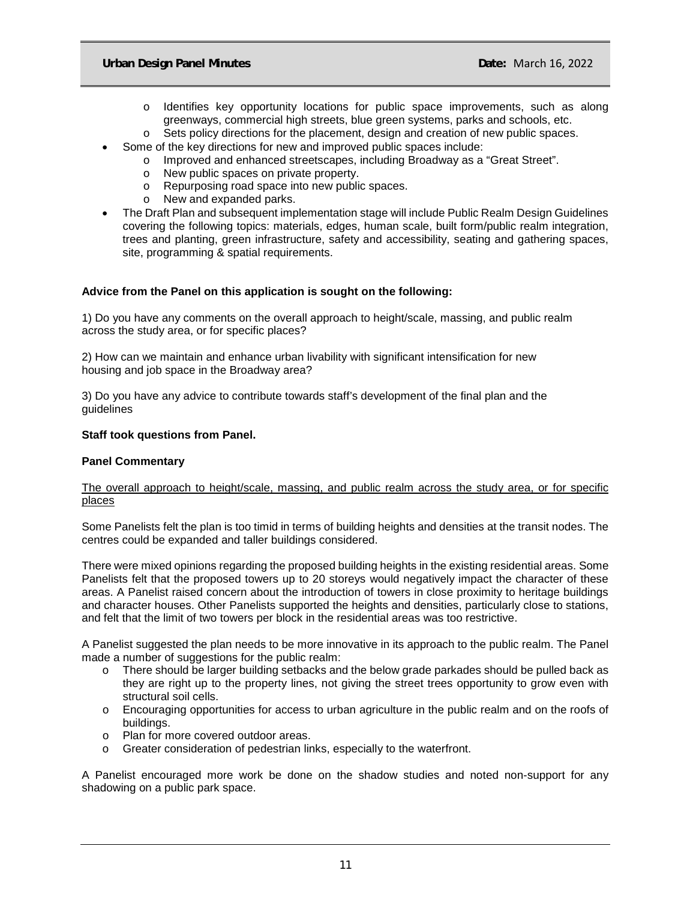- Identifies key opportunity locations for public space improvements, such as along greenways, commercial high streets, blue green systems, parks and schools, etc.
    - Sets policy directions for the placement, design and creation of new public spaces.
- Some of the key directions for new and improved public spaces include:
    - Improved and enhanced streetscapes, including Broadway as a "Great Street".
    - New public spaces on private property.
    - Repurposing road space into new public spaces.
    - New and expanded parks.
- The Draft Plan and subsequent implementation stage will include Public Realm Design Guidelines covering the following topics: materials, edges, human scale, built form/public realm integration, trees and planting, green infrastructure, safety and accessibility, seating and gathering spaces, site, programming & spatial requirements.

**Advice from the Panel on this application is sought on the following:**

1) Do you have any comments on the overall approach to height/scale, massing, and public realm across the study area, or for specific places?

2) How can we maintain and enhance urban livability with significant intensification for new housing and job space in the Broadway area?

3) Do you have any advice to contribute towards staff's development of the final plan and the guidelines

**Staff took questions from Panel.**

**Panel Commentary**

<u>The overall approach to height/scale, massing, and public realm across the study area, or for specific places</u>

Some Panelists felt the plan is too timid in terms of building heights and densities at the transit nodes. The centres could be expanded and taller buildings considered.

There were mixed opinions regarding the proposed building heights in the existing residential areas. Some Panelists felt that the proposed towers up to 20 storeys would negatively impact the character of these areas. A Panelist raised concern about the introduction of towers in close proximity to heritage buildings and character houses. Other Panelists supported the heights and densities, particularly close to stations, and felt that the limit of two towers per block in the residential areas was too restrictive.

A Panelist suggested the plan needs to be more innovative in its approach to the public realm. The Panel made a number of suggestions for the public realm:

- There should be larger building setbacks and the below grade parkades should be pulled back as they are right up to the property lines, not giving the street trees opportunity to grow even with structural soil cells.
- Encouraging opportunities for access to urban agriculture in the public realm and on the roofs of buildings.
- Plan for more covered outdoor areas.
- Greater consideration of pedestrian links, especially to the waterfront.

A Panelist encouraged more work be done on the shadow studies and noted non-support for any shadowing on a public park space.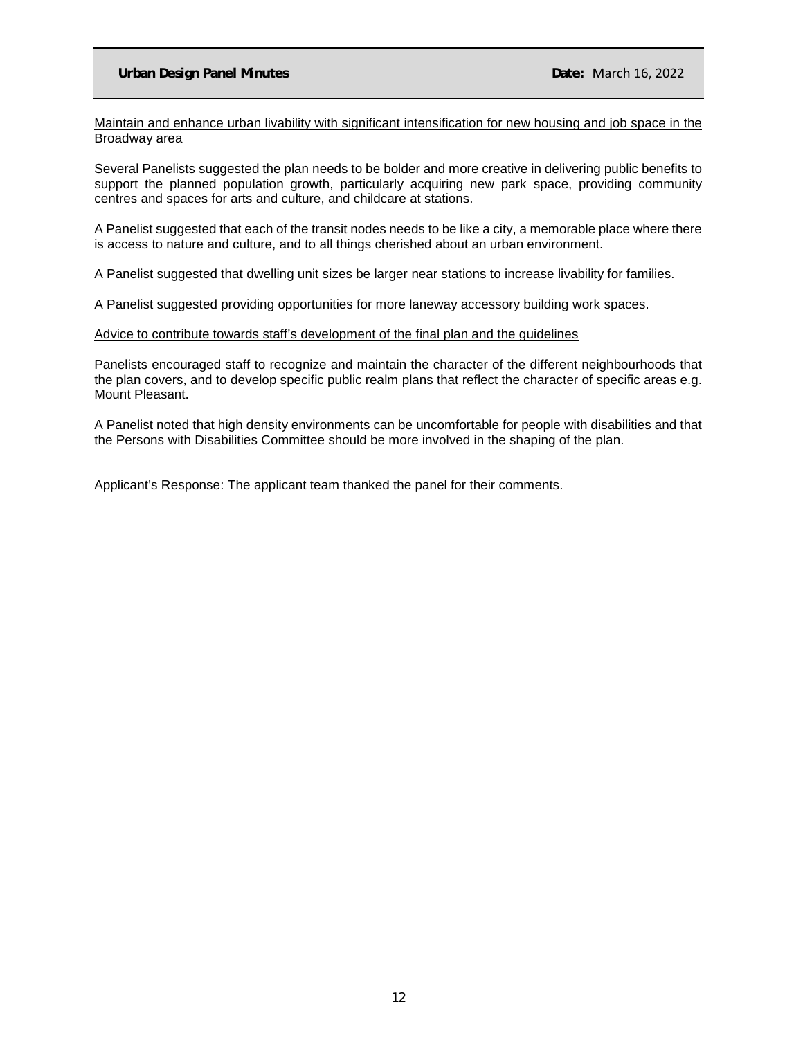Maintain and enhance urban livability with significant intensification for new housing and job space in the Broadway area

Several Panelists suggested the plan needs to be bolder and more creative in delivering public benefits to support the planned population growth, particularly acquiring new park space, providing community centres and spaces for arts and culture, and childcare at stations.

A Panelist suggested that each of the transit nodes needs to be like a city, a memorable place where there is access to nature and culture, and to all things cherished about an urban environment.

A Panelist suggested that dwelling unit sizes be larger near stations to increase livability for families.

A Panelist suggested providing opportunities for more laneway accessory building work spaces.

Advice to contribute towards staff's development of the final plan and the guidelines

Panelists encouraged staff to recognize and maintain the character of the different neighbourhoods that the plan covers, and to develop specific public realm plans that reflect the character of specific areas e.g. Mount Pleasant.

A Panelist noted that high density environments can be uncomfortable for people with disabilities and that the Persons with Disabilities Committee should be more involved in the shaping of the plan.

Applicant's Response: The applicant team thanked the panel for their comments.